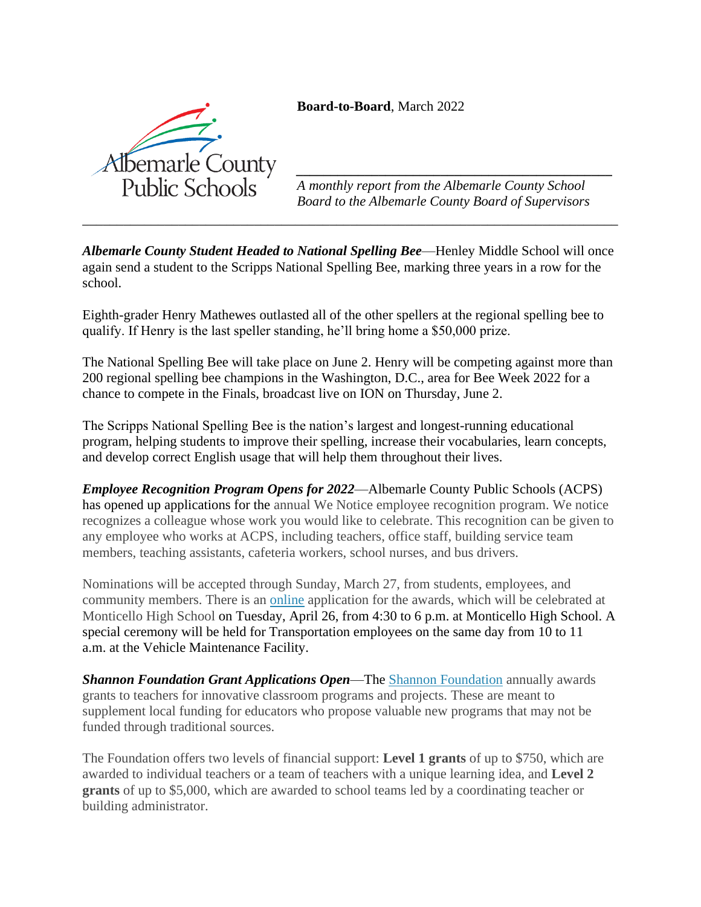Albemarle County Public Schools

**Board-to-Board**, March 2022

*A monthly report from the Albemarle County School Board to the Albemarle County Board of Supervisors*

---

***Albemarle County Student Headed to National Spelling Bee***—Henley Middle School will once again send a student to the Scripps National Spelling Bee, marking three years in a row for the school.

Eighth-grader Henry Mathewes outlasted all of the other spellers at the regional spelling bee to qualify. If Henry is the last speller standing, he'll bring home a $50,000 prize.

The National Spelling Bee will take place on June 2. Henry will be competing against more than 200 regional spelling bee champions in the Washington, D.C., area for Bee Week 2022 for a chance to compete in the Finals, broadcast live on ION on Thursday, June 2.

The Scripps National Spelling Bee is the nation's largest and longest-running educational program, helping students to improve their spelling, increase their vocabularies, learn concepts, and develop correct English usage that will help them throughout their lives.

***Employee Recognition Program Opens for 2022***—Albemarle County Public Schools (ACPS) has opened up applications for the annual We Notice employee recognition program. We notice recognizes a colleague whose work you would like to celebrate. This recognition can be given to any employee who works at ACPS, including teachers, office staff, building service team members, teaching assistants, cafeteria workers, school nurses, and bus drivers.

Nominations will be accepted through Sunday, March 27, from students, employees, and community members. There is an online application for the awards, which will be celebrated at Monticello High School on Tuesday, April 26, from 4:30 to 6 p.m. at Monticello High School. A special ceremony will be held for Transportation employees on the same day from 10 to 11 a.m. at the Vehicle Maintenance Facility.

***Shannon Foundation Grant Applications Open***—The Shannon Foundation annually awards grants to teachers for innovative classroom programs and projects. These are meant to supplement local funding for educators who propose valuable new programs that may not be funded through traditional sources.

The Foundation offers two levels of financial support: **Level 1 grants** of up to $750, which are awarded to individual teachers or a team of teachers with a unique learning idea, and **Level 2 grants** of up to $5,000, which are awarded to school teams led by a coordinating teacher or building administrator.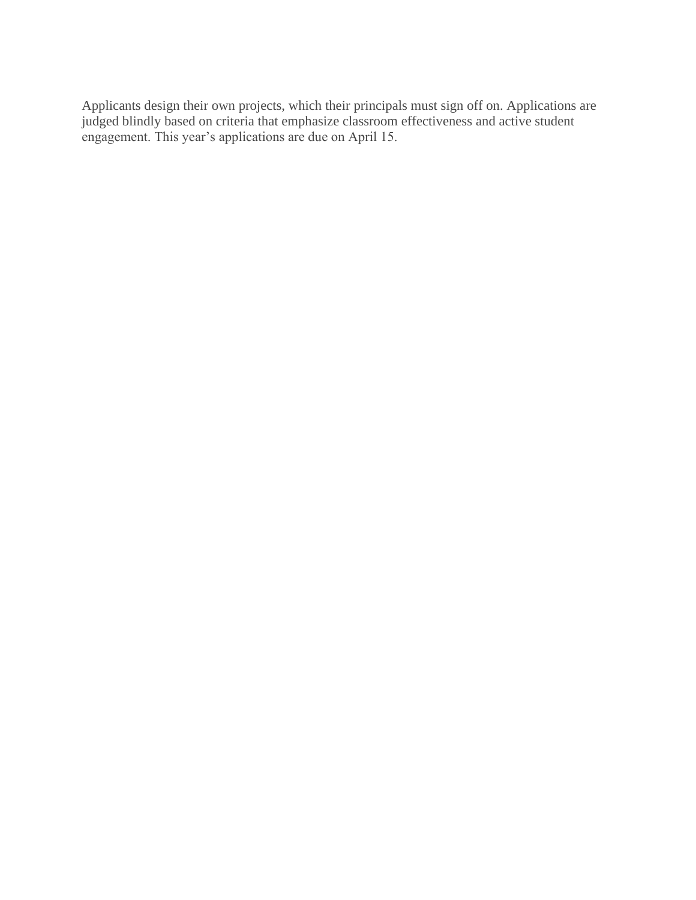Applicants design their own projects, which their principals must sign off on. Applications are judged blindly based on criteria that emphasize classroom effectiveness and active student engagement. This year’s applications are due on April 15.